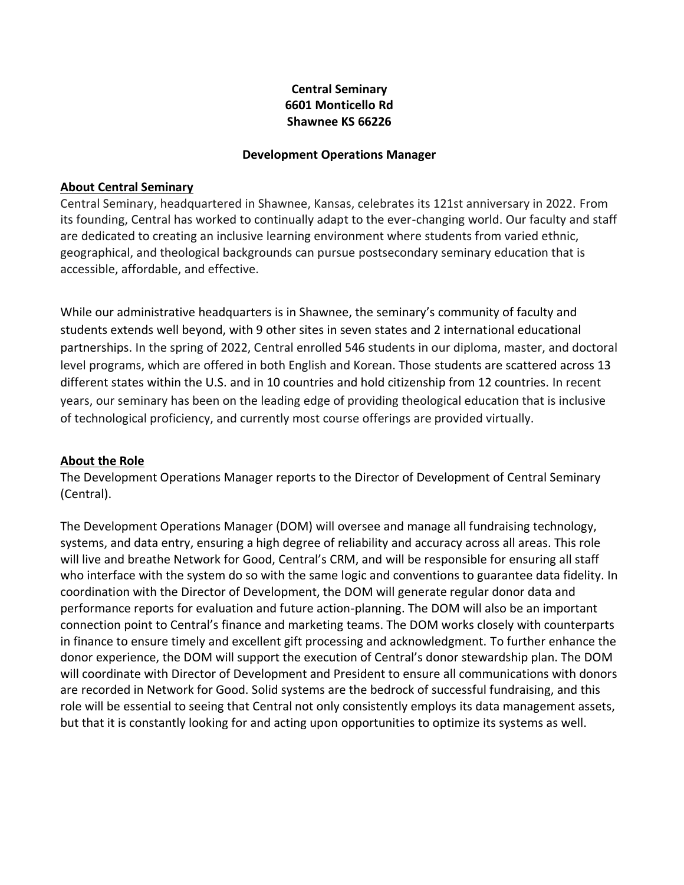**Central Seminary**
**6601 Monticello Rd**
**Shawnee KS 66226**

# Development Operations Manager

## About Central Seminary

Central Seminary, headquartered in Shawnee, Kansas, celebrates its 121st anniversary in 2022. From its founding, Central has worked to continually adapt to the ever-changing world. Our faculty and staff are dedicated to creating an inclusive learning environment where students from varied ethnic, geographical, and theological backgrounds can pursue postsecondary seminary education that is accessible, affordable, and effective.

While our administrative headquarters is in Shawnee, the seminary's community of faculty and students extends well beyond, with 9 other sites in seven states and 2 international educational partnerships. In the spring of 2022, Central enrolled 546 students in our diploma, master, and doctoral level programs, which are offered in both English and Korean. Those students are scattered across 13 different states within the U.S. and in 10 countries and hold citizenship from 12 countries. In recent years, our seminary has been on the leading edge of providing theological education that is inclusive of technological proficiency, and currently most course offerings are provided virtually.

## About the Role

The Development Operations Manager reports to the Director of Development of Central Seminary (Central).

The Development Operations Manager (DOM) will oversee and manage all fundraising technology, systems, and data entry, ensuring a high degree of reliability and accuracy across all areas. This role will live and breathe Network for Good, Central's CRM, and will be responsible for ensuring all staff who interface with the system do so with the same logic and conventions to guarantee data fidelity. In coordination with the Director of Development, the DOM will generate regular donor data and performance reports for evaluation and future action-planning. The DOM will also be an important connection point to Central's finance and marketing teams. The DOM works closely with counterparts in finance to ensure timely and excellent gift processing and acknowledgment. To further enhance the donor experience, the DOM will support the execution of Central's donor stewardship plan. The DOM will coordinate with Director of Development and President to ensure all communications with donors are recorded in Network for Good. Solid systems are the bedrock of successful fundraising, and this role will be essential to seeing that Central not only consistently employs its data management assets, but that it is constantly looking for and acting upon opportunities to optimize its systems as well.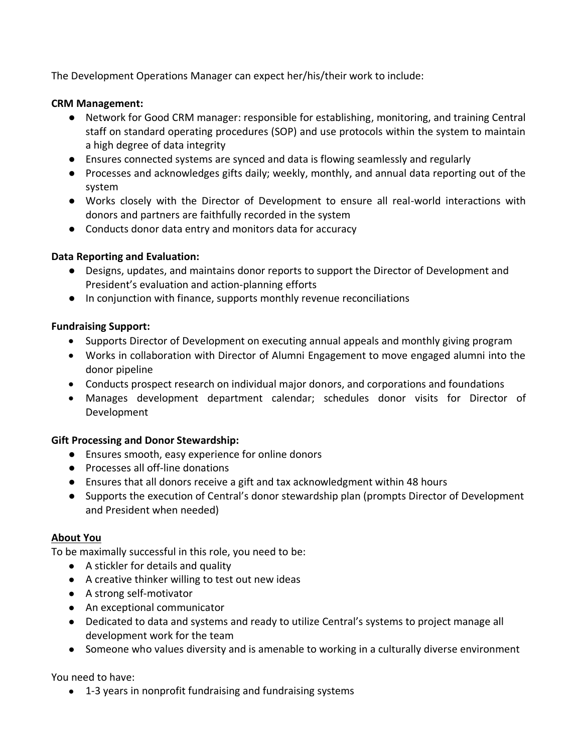The Development Operations Manager can expect her/his/their work to include:

**CRM Management:**

- Network for Good CRM manager: responsible for establishing, monitoring, and training Central staff on standard operating procedures (SOP) and use protocols within the system to maintain a high degree of data integrity
- Ensures connected systems are synced and data is flowing seamlessly and regularly
- Processes and acknowledges gifts daily; weekly, monthly, and annual data reporting out of the system
- Works closely with the Director of Development to ensure all real-world interactions with donors and partners are faithfully recorded in the system
- Conducts donor data entry and monitors data for accuracy

**Data Reporting and Evaluation:**

- Designs, updates, and maintains donor reports to support the Director of Development and President's evaluation and action-planning efforts
- In conjunction with finance, supports monthly revenue reconciliations

**Fundraising Support:**

- Supports Director of Development on executing annual appeals and monthly giving program
- Works in collaboration with Director of Alumni Engagement to move engaged alumni into the donor pipeline
- Conducts prospect research on individual major donors, and corporations and foundations
- Manages development department calendar; schedules donor visits for Director of Development

**Gift Processing and Donor Stewardship:**

- Ensures smooth, easy experience for online donors
- Processes all off-line donations
- Ensures that all donors receive a gift and tax acknowledgment within 48 hours
- Supports the execution of Central's donor stewardship plan (prompts Director of Development and President when needed)

**About You**

To be maximally successful in this role, you need to be:

- A stickler for details and quality
- A creative thinker willing to test out new ideas
- A strong self-motivator
- An exceptional communicator
- Dedicated to data and systems and ready to utilize Central's systems to project manage all development work for the team
- Someone who values diversity and is amenable to working in a culturally diverse environment

You need to have:

- 1-3 years in nonprofit fundraising and fundraising systems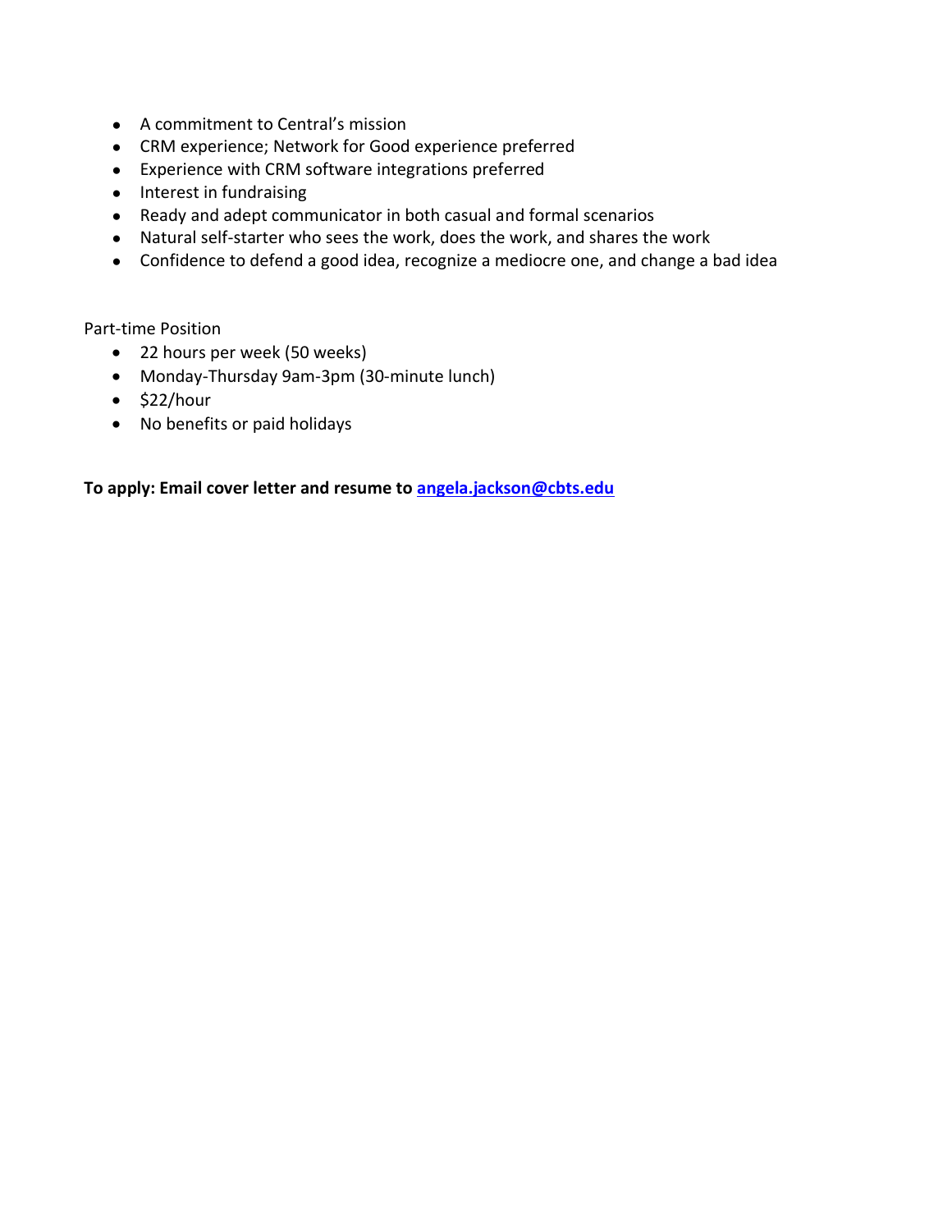- A commitment to Central's mission
- CRM experience; Network for Good experience preferred
- Experience with CRM software integrations preferred
- Interest in fundraising
- Ready and adept communicator in both casual and formal scenarios
- Natural self-starter who sees the work, does the work, and shares the work
- Confidence to defend a good idea, recognize a mediocre one, and change a bad idea

Part-time Position

- 22 hours per week (50 weeks)
- Monday-Thursday 9am-3pm (30-minute lunch)
- $22/hour
- No benefits or paid holidays

**To apply: Email cover letter and resume to [angela.jackson@cbts.edu](mailto:angela.jackson@cbts.edu)**